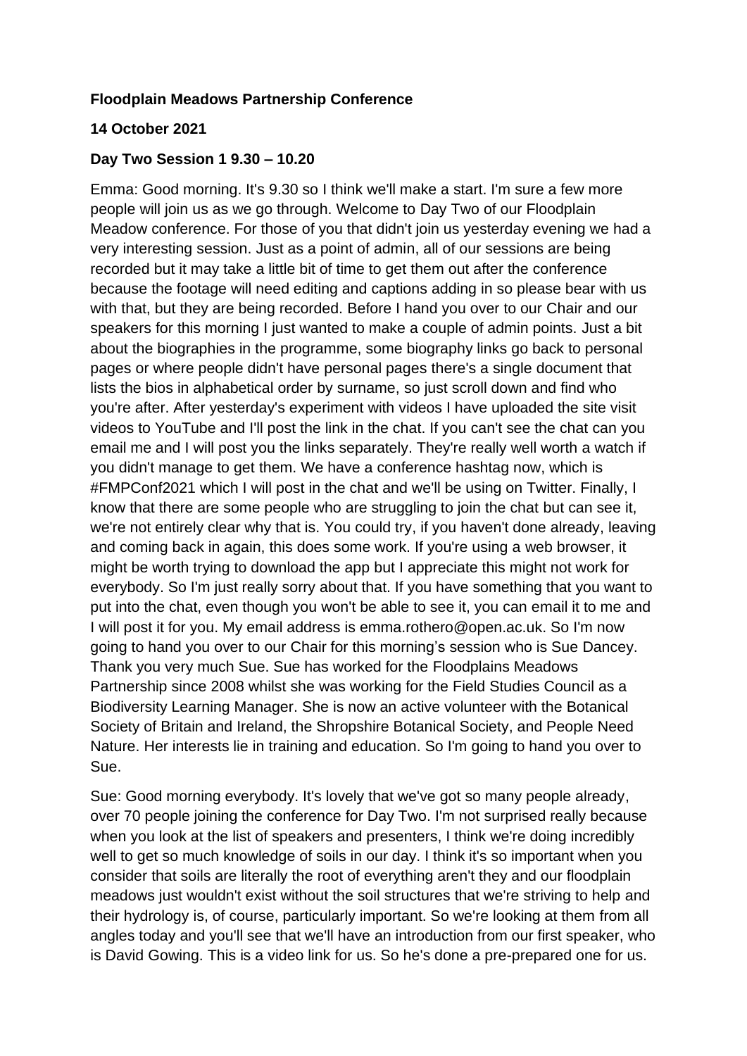**Floodplain Meadows Partnership Conference**

**14 October 2021**

**Day Two Session 1 9.30 – 10.20**

Emma: Good morning. It's 9.30 so I think we'll make a start. I'm sure a few more people will join us as we go through. Welcome to Day Two of our Floodplain Meadow conference. For those of you that didn't join us yesterday evening we had a very interesting session. Just as a point of admin, all of our sessions are being recorded but it may take a little bit of time to get them out after the conference because the footage will need editing and captions adding in so please bear with us with that, but they are being recorded. Before I hand you over to our Chair and our speakers for this morning I just wanted to make a couple of admin points. Just a bit about the biographies in the programme, some biography links go back to personal pages or where people didn't have personal pages there's a single document that lists the bios in alphabetical order by surname, so just scroll down and find who you're after. After yesterday's experiment with videos I have uploaded the site visit videos to YouTube and I'll post the link in the chat. If you can't see the chat can you email me and I will post you the links separately. They're really well worth a watch if you didn't manage to get them. We have a conference hashtag now, which is #FMPConf2021 which I will post in the chat and we'll be using on Twitter. Finally, I know that there are some people who are struggling to join the chat but can see it, we're not entirely clear why that is. You could try, if you haven't done already, leaving and coming back in again, this does some work. If you're using a web browser, it might be worth trying to download the app but I appreciate this might not work for everybody. So I'm just really sorry about that. If you have something that you want to put into the chat, even though you won't be able to see it, you can email it to me and I will post it for you. My email address is emma.rothero@open.ac.uk. So I'm now going to hand you over to our Chair for this morning's session who is Sue Dancey. Thank you very much Sue. Sue has worked for the Floodplains Meadows Partnership since 2008 whilst she was working for the Field Studies Council as a Biodiversity Learning Manager. She is now an active volunteer with the Botanical Society of Britain and Ireland, the Shropshire Botanical Society, and People Need Nature. Her interests lie in training and education. So I'm going to hand you over to Sue.

Sue: Good morning everybody. It's lovely that we've got so many people already, over 70 people joining the conference for Day Two. I'm not surprised really because when you look at the list of speakers and presenters, I think we're doing incredibly well to get so much knowledge of soils in our day. I think it's so important when you consider that soils are literally the root of everything aren't they and our floodplain meadows just wouldn't exist without the soil structures that we're striving to help and their hydrology is, of course, particularly important. So we're looking at them from all angles today and you'll see that we'll have an introduction from our first speaker, who is David Gowing. This is a video link for us. So he's done a pre-prepared one for us.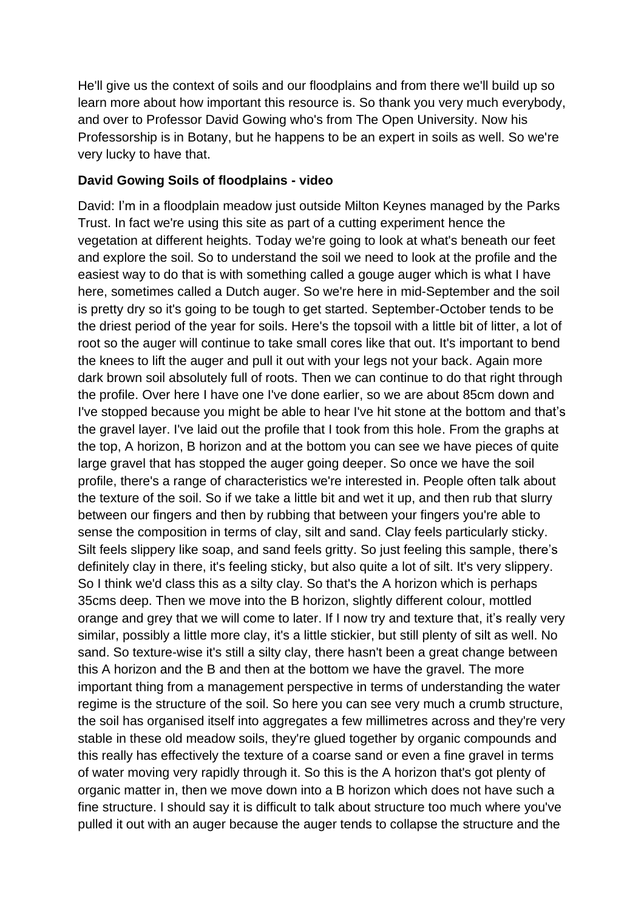He'll give us the context of soils and our floodplains and from there we'll build up so learn more about how important this resource is. So thank you very much everybody, and over to Professor David Gowing who's from The Open University. Now his Professorship is in Botany, but he happens to be an expert in soils as well. So we're very lucky to have that.

**David Gowing Soils of floodplains - video**

David: I'm in a floodplain meadow just outside Milton Keynes managed by the Parks Trust. In fact we're using this site as part of a cutting experiment hence the vegetation at different heights. Today we're going to look at what's beneath our feet and explore the soil. So to understand the soil we need to look at the profile and the easiest way to do that is with something called a gouge auger which is what I have here, sometimes called a Dutch auger. So we're here in mid-September and the soil is pretty dry so it's going to be tough to get started. September-October tends to be the driest period of the year for soils. Here's the topsoil with a little bit of litter, a lot of root so the auger will continue to take small cores like that out. It's important to bend the knees to lift the auger and pull it out with your legs not your back. Again more dark brown soil absolutely full of roots. Then we can continue to do that right through the profile. Over here I have one I've done earlier, so we are about 85cm down and I've stopped because you might be able to hear I've hit stone at the bottom and that's the gravel layer. I've laid out the profile that I took from this hole. From the graphs at the top, A horizon, B horizon and at the bottom you can see we have pieces of quite large gravel that has stopped the auger going deeper. So once we have the soil profile, there's a range of characteristics we're interested in. People often talk about the texture of the soil. So if we take a little bit and wet it up, and then rub that slurry between our fingers and then by rubbing that between your fingers you're able to sense the composition in terms of clay, silt and sand. Clay feels particularly sticky. Silt feels slippery like soap, and sand feels gritty. So just feeling this sample, there's definitely clay in there, it's feeling sticky, but also quite a lot of silt. It's very slippery. So I think we'd class this as a silty clay. So that's the A horizon which is perhaps 35cms deep. Then we move into the B horizon, slightly different colour, mottled orange and grey that we will come to later. If I now try and texture that, it's really very similar, possibly a little more clay, it's a little stickier, but still plenty of silt as well. No sand. So texture-wise it's still a silty clay, there hasn't been a great change between this A horizon and the B and then at the bottom we have the gravel. The more important thing from a management perspective in terms of understanding the water regime is the structure of the soil. So here you can see very much a crumb structure, the soil has organised itself into aggregates a few millimetres across and they're very stable in these old meadow soils, they're glued together by organic compounds and this really has effectively the texture of a coarse sand or even a fine gravel in terms of water moving very rapidly through it. So this is the A horizon that's got plenty of organic matter in, then we move down into a B horizon which does not have such a fine structure. I should say it is difficult to talk about structure too much where you've pulled it out with an auger because the auger tends to collapse the structure and the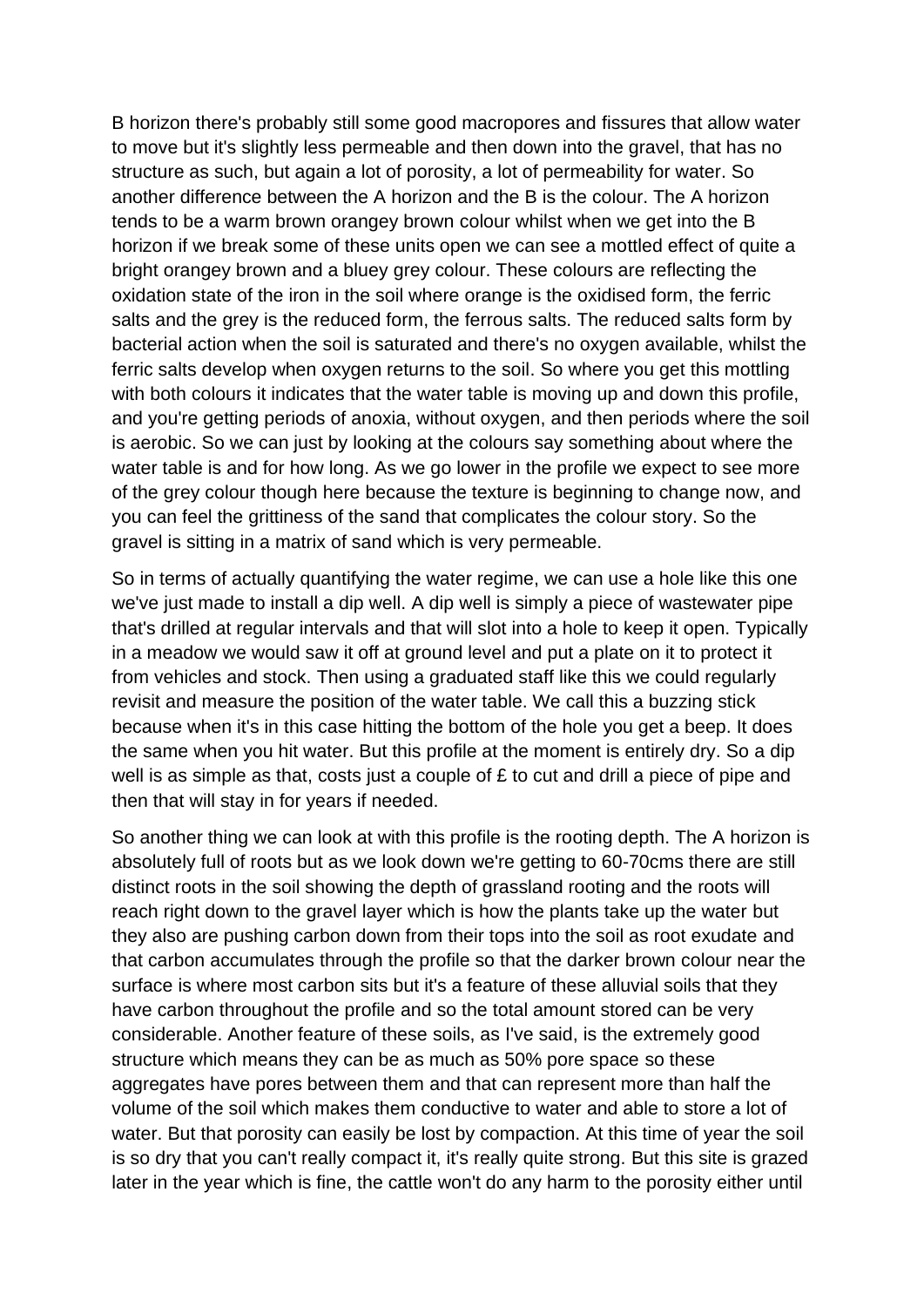B horizon there's probably still some good macropores and fissures that allow water to move but it's slightly less permeable and then down into the gravel, that has no structure as such, but again a lot of porosity, a lot of permeability for water. So another difference between the A horizon and the B is the colour. The A horizon tends to be a warm brown orangey brown colour whilst when we get into the B horizon if we break some of these units open we can see a mottled effect of quite a bright orangey brown and a bluey grey colour. These colours are reflecting the oxidation state of the iron in the soil where orange is the oxidised form, the ferric salts and the grey is the reduced form, the ferrous salts. The reduced salts form by bacterial action when the soil is saturated and there's no oxygen available, whilst the ferric salts develop when oxygen returns to the soil. So where you get this mottling with both colours it indicates that the water table is moving up and down this profile, and you're getting periods of anoxia, without oxygen, and then periods where the soil is aerobic. So we can just by looking at the colours say something about where the water table is and for how long. As we go lower in the profile we expect to see more of the grey colour though here because the texture is beginning to change now, and you can feel the grittiness of the sand that complicates the colour story. So the gravel is sitting in a matrix of sand which is very permeable.

So in terms of actually quantifying the water regime, we can use a hole like this one we've just made to install a dip well. A dip well is simply a piece of wastewater pipe that's drilled at regular intervals and that will slot into a hole to keep it open. Typically in a meadow we would saw it off at ground level and put a plate on it to protect it from vehicles and stock. Then using a graduated staff like this we could regularly revisit and measure the position of the water table. We call this a buzzing stick because when it's in this case hitting the bottom of the hole you get a beep. It does the same when you hit water. But this profile at the moment is entirely dry. So a dip well is as simple as that, costs just a couple of £ to cut and drill a piece of pipe and then that will stay in for years if needed.

So another thing we can look at with this profile is the rooting depth. The A horizon is absolutely full of roots but as we look down we're getting to 60-70cms there are still distinct roots in the soil showing the depth of grassland rooting and the roots will reach right down to the gravel layer which is how the plants take up the water but they also are pushing carbon down from their tops into the soil as root exudate and that carbon accumulates through the profile so that the darker brown colour near the surface is where most carbon sits but it's a feature of these alluvial soils that they have carbon throughout the profile and so the total amount stored can be very considerable. Another feature of these soils, as I've said, is the extremely good structure which means they can be as much as 50% pore space so these aggregates have pores between them and that can represent more than half the volume of the soil which makes them conductive to water and able to store a lot of water. But that porosity can easily be lost by compaction. At this time of year the soil is so dry that you can't really compact it, it's really quite strong. But this site is grazed later in the year which is fine, the cattle won't do any harm to the porosity either until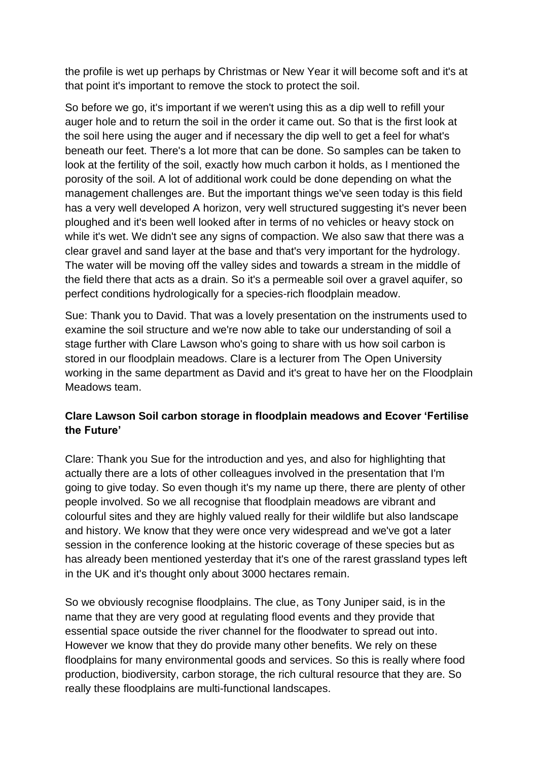the profile is wet up perhaps by Christmas or New Year it will become soft and it's at that point it's important to remove the stock to protect the soil.

So before we go, it's important if we weren't using this as a dip well to refill your auger hole and to return the soil in the order it came out. So that is the first look at the soil here using the auger and if necessary the dip well to get a feel for what's beneath our feet. There's a lot more that can be done. So samples can be taken to look at the fertility of the soil, exactly how much carbon it holds, as I mentioned the porosity of the soil. A lot of additional work could be done depending on what the management challenges are. But the important things we've seen today is this field has a very well developed A horizon, very well structured suggesting it's never been ploughed and it's been well looked after in terms of no vehicles or heavy stock on while it's wet. We didn't see any signs of compaction. We also saw that there was a clear gravel and sand layer at the base and that's very important for the hydrology. The water will be moving off the valley sides and towards a stream in the middle of the field there that acts as a drain. So it's a permeable soil over a gravel aquifer, so perfect conditions hydrologically for a species-rich floodplain meadow.

Sue: Thank you to David. That was a lovely presentation on the instruments used to examine the soil structure and we're now able to take our understanding of soil a stage further with Clare Lawson who's going to share with us how soil carbon is stored in our floodplain meadows. Clare is a lecturer from The Open University working in the same department as David and it's great to have her on the Floodplain Meadows team.

**Clare Lawson Soil carbon storage in floodplain meadows and Ecover 'Fertilise the Future'**

Clare: Thank you Sue for the introduction and yes, and also for highlighting that actually there are a lots of other colleagues involved in the presentation that I'm going to give today. So even though it's my name up there, there are plenty of other people involved. So we all recognise that floodplain meadows are vibrant and colourful sites and they are highly valued really for their wildlife but also landscape and history. We know that they were once very widespread and we've got a later session in the conference looking at the historic coverage of these species but as has already been mentioned yesterday that it's one of the rarest grassland types left in the UK and it's thought only about 3000 hectares remain.

So we obviously recognise floodplains. The clue, as Tony Juniper said, is in the name that they are very good at regulating flood events and they provide that essential space outside the river channel for the floodwater to spread out into. However we know that they do provide many other benefits. We rely on these floodplains for many environmental goods and services. So this is really where food production, biodiversity, carbon storage, the rich cultural resource that they are. So really these floodplains are multi-functional landscapes.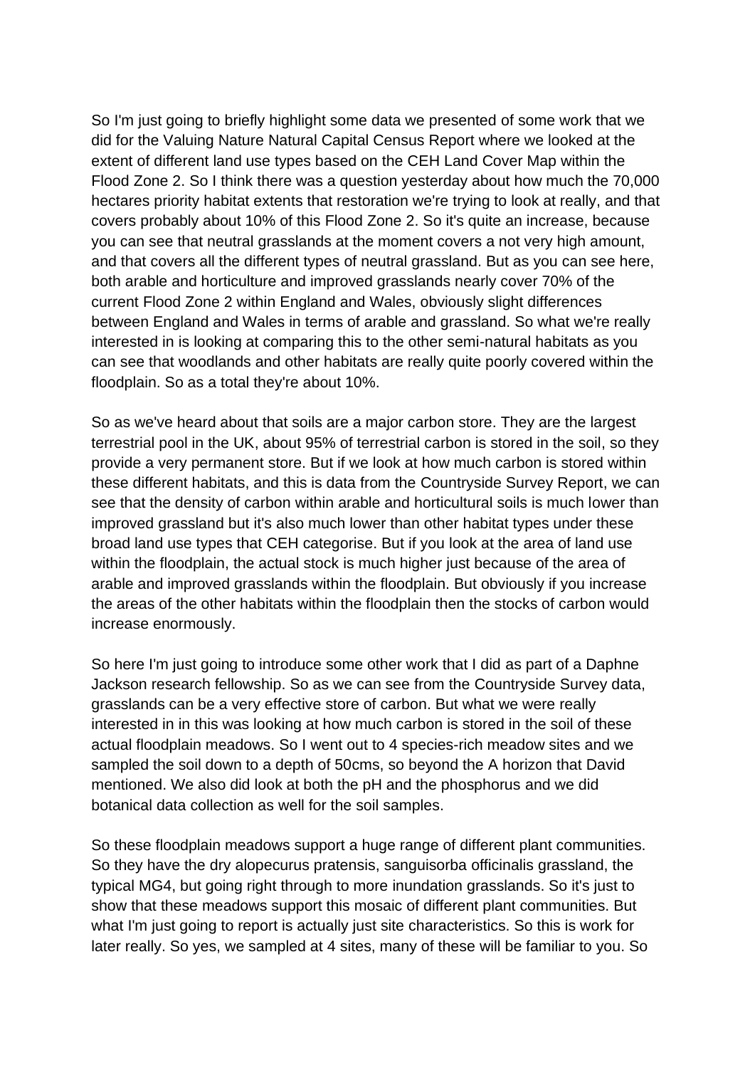So I'm just going to briefly highlight some data we presented of some work that we did for the Valuing Nature Natural Capital Census Report where we looked at the extent of different land use types based on the CEH Land Cover Map within the Flood Zone 2. So I think there was a question yesterday about how much the 70,000 hectares priority habitat extents that restoration we're trying to look at really, and that covers probably about 10% of this Flood Zone 2. So it's quite an increase, because you can see that neutral grasslands at the moment covers a not very high amount, and that covers all the different types of neutral grassland. But as you can see here, both arable and horticulture and improved grasslands nearly cover 70% of the current Flood Zone 2 within England and Wales, obviously slight differences between England and Wales in terms of arable and grassland. So what we're really interested in is looking at comparing this to the other semi-natural habitats as you can see that woodlands and other habitats are really quite poorly covered within the floodplain. So as a total they're about 10%.

So as we've heard about that soils are a major carbon store. They are the largest terrestrial pool in the UK, about 95% of terrestrial carbon is stored in the soil, so they provide a very permanent store. But if we look at how much carbon is stored within these different habitats, and this is data from the Countryside Survey Report, we can see that the density of carbon within arable and horticultural soils is much lower than improved grassland but it's also much lower than other habitat types under these broad land use types that CEH categorise. But if you look at the area of land use within the floodplain, the actual stock is much higher just because of the area of arable and improved grasslands within the floodplain. But obviously if you increase the areas of the other habitats within the floodplain then the stocks of carbon would increase enormously.

So here I'm just going to introduce some other work that I did as part of a Daphne Jackson research fellowship. So as we can see from the Countryside Survey data, grasslands can be a very effective store of carbon. But what we were really interested in in this was looking at how much carbon is stored in the soil of these actual floodplain meadows. So I went out to 4 species-rich meadow sites and we sampled the soil down to a depth of 50cms, so beyond the A horizon that David mentioned. We also did look at both the pH and the phosphorus and we did botanical data collection as well for the soil samples.

So these floodplain meadows support a huge range of different plant communities. So they have the dry alopecurus pratensis, sanguisorba officinalis grassland, the typical MG4, but going right through to more inundation grasslands. So it's just to show that these meadows support this mosaic of different plant communities. But what I'm just going to report is actually just site characteristics. So this is work for later really. So yes, we sampled at 4 sites, many of these will be familiar to you. So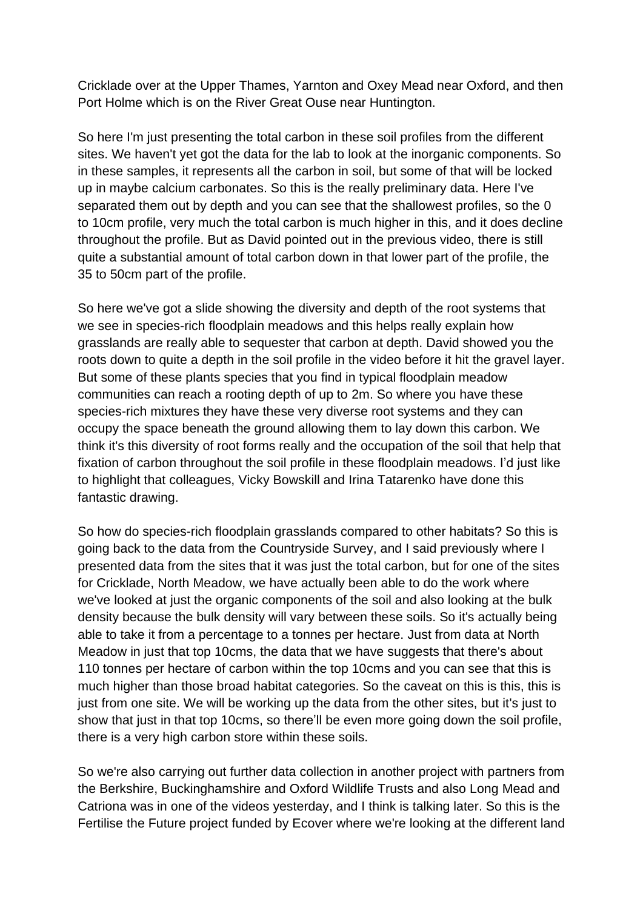Cricklade over at the Upper Thames, Yarnton and Oxey Mead near Oxford, and then Port Holme which is on the River Great Ouse near Huntington.

So here I'm just presenting the total carbon in these soil profiles from the different sites. We haven't yet got the data for the lab to look at the inorganic components. So in these samples, it represents all the carbon in soil, but some of that will be locked up in maybe calcium carbonates. So this is the really preliminary data. Here I've separated them out by depth and you can see that the shallowest profiles, so the 0 to 10cm profile, very much the total carbon is much higher in this, and it does decline throughout the profile. But as David pointed out in the previous video, there is still quite a substantial amount of total carbon down in that lower part of the profile, the 35 to 50cm part of the profile.

So here we've got a slide showing the diversity and depth of the root systems that we see in species-rich floodplain meadows and this helps really explain how grasslands are really able to sequester that carbon at depth. David showed you the roots down to quite a depth in the soil profile in the video before it hit the gravel layer. But some of these plants species that you find in typical floodplain meadow communities can reach a rooting depth of up to 2m. So where you have these species-rich mixtures they have these very diverse root systems and they can occupy the space beneath the ground allowing them to lay down this carbon. We think it's this diversity of root forms really and the occupation of the soil that help that fixation of carbon throughout the soil profile in these floodplain meadows. I'd just like to highlight that colleagues, Vicky Bowskill and Irina Tatarenko have done this fantastic drawing.

So how do species-rich floodplain grasslands compared to other habitats? So this is going back to the data from the Countryside Survey, and I said previously where I presented data from the sites that it was just the total carbon, but for one of the sites for Cricklade, North Meadow, we have actually been able to do the work where we've looked at just the organic components of the soil and also looking at the bulk density because the bulk density will vary between these soils. So it's actually being able to take it from a percentage to a tonnes per hectare. Just from data at North Meadow in just that top 10cms, the data that we have suggests that there's about 110 tonnes per hectare of carbon within the top 10cms and you can see that this is much higher than those broad habitat categories. So the caveat on this is this, this is just from one site. We will be working up the data from the other sites, but it's just to show that just in that top 10cms, so there'll be even more going down the soil profile, there is a very high carbon store within these soils.

So we're also carrying out further data collection in another project with partners from the Berkshire, Buckinghamshire and Oxford Wildlife Trusts and also Long Mead and Catriona was in one of the videos yesterday, and I think is talking later. So this is the Fertilise the Future project funded by Ecover where we're looking at the different land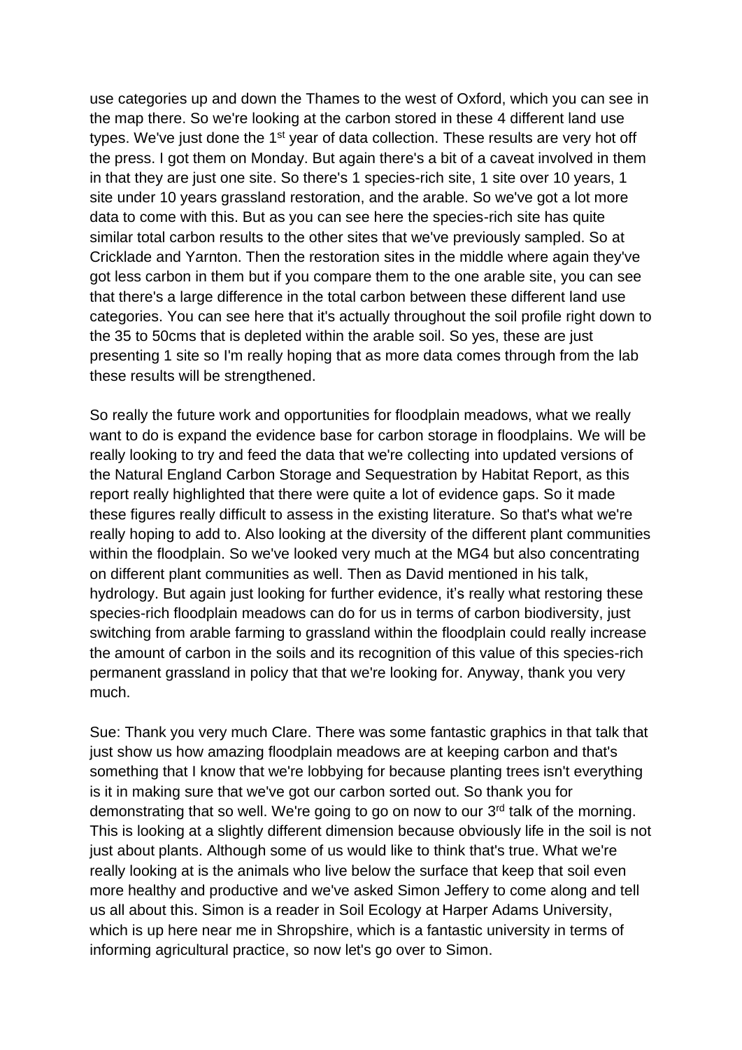use categories up and down the Thames to the west of Oxford, which you can see in the map there. So we're looking at the carbon stored in these 4 different land use types. We've just done the 1st year of data collection. These results are very hot off the press. I got them on Monday. But again there's a bit of a caveat involved in them in that they are just one site. So there's 1 species-rich site, 1 site over 10 years, 1 site under 10 years grassland restoration, and the arable. So we've got a lot more data to come with this. But as you can see here the species-rich site has quite similar total carbon results to the other sites that we've previously sampled. So at Cricklade and Yarnton. Then the restoration sites in the middle where again they've got less carbon in them but if you compare them to the one arable site, you can see that there's a large difference in the total carbon between these different land use categories. You can see here that it's actually throughout the soil profile right down to the 35 to 50cms that is depleted within the arable soil. So yes, these are just presenting 1 site so I'm really hoping that as more data comes through from the lab these results will be strengthened.

So really the future work and opportunities for floodplain meadows, what we really want to do is expand the evidence base for carbon storage in floodplains. We will be really looking to try and feed the data that we're collecting into updated versions of the Natural England Carbon Storage and Sequestration by Habitat Report, as this report really highlighted that there were quite a lot of evidence gaps. So it made these figures really difficult to assess in the existing literature. So that's what we're really hoping to add to. Also looking at the diversity of the different plant communities within the floodplain. So we've looked very much at the MG4 but also concentrating on different plant communities as well. Then as David mentioned in his talk, hydrology. But again just looking for further evidence, it's really what restoring these species-rich floodplain meadows can do for us in terms of carbon biodiversity, just switching from arable farming to grassland within the floodplain could really increase the amount of carbon in the soils and its recognition of this value of this species-rich permanent grassland in policy that that we're looking for. Anyway, thank you very much.

Sue: Thank you very much Clare. There was some fantastic graphics in that talk that just show us how amazing floodplain meadows are at keeping carbon and that's something that I know that we're lobbying for because planting trees isn't everything is it in making sure that we've got our carbon sorted out. So thank you for demonstrating that so well. We're going to go on now to our 3rd talk of the morning. This is looking at a slightly different dimension because obviously life in the soil is not just about plants. Although some of us would like to think that's true. What we're really looking at is the animals who live below the surface that keep that soil even more healthy and productive and we've asked Simon Jeffery to come along and tell us all about this. Simon is a reader in Soil Ecology at Harper Adams University, which is up here near me in Shropshire, which is a fantastic university in terms of informing agricultural practice, so now let's go over to Simon.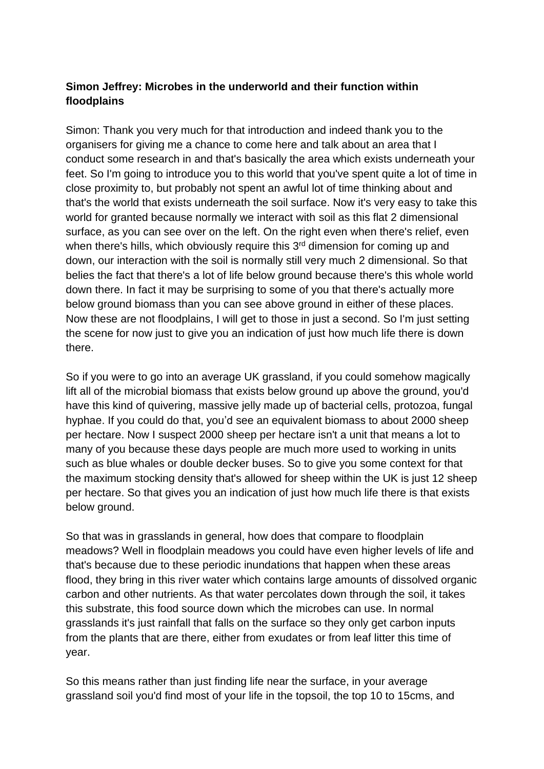**Simon Jeffrey: Microbes in the underworld and their function within floodplains**

Simon: Thank you very much for that introduction and indeed thank you to the organisers for giving me a chance to come here and talk about an area that I conduct some research in and that's basically the area which exists underneath your feet. So I'm going to introduce you to this world that you've spent quite a lot of time in close proximity to, but probably not spent an awful lot of time thinking about and that's the world that exists underneath the soil surface. Now it's very easy to take this world for granted because normally we interact with soil as this flat 2 dimensional surface, as you can see over on the left. On the right even when there's relief, even when there's hills, which obviously require this 3rd dimension for coming up and down, our interaction with the soil is normally still very much 2 dimensional. So that belies the fact that there's a lot of life below ground because there's this whole world down there. In fact it may be surprising to some of you that there's actually more below ground biomass than you can see above ground in either of these places. Now these are not floodplains, I will get to those in just a second. So I'm just setting the scene for now just to give you an indication of just how much life there is down there.

So if you were to go into an average UK grassland, if you could somehow magically lift all of the microbial biomass that exists below ground up above the ground, you'd have this kind of quivering, massive jelly made up of bacterial cells, protozoa, fungal hyphae. If you could do that, you'd see an equivalent biomass to about 2000 sheep per hectare. Now I suspect 2000 sheep per hectare isn't a unit that means a lot to many of you because these days people are much more used to working in units such as blue whales or double decker buses. So to give you some context for that the maximum stocking density that's allowed for sheep within the UK is just 12 sheep per hectare. So that gives you an indication of just how much life there is that exists below ground.

So that was in grasslands in general, how does that compare to floodplain meadows? Well in floodplain meadows you could have even higher levels of life and that's because due to these periodic inundations that happen when these areas flood, they bring in this river water which contains large amounts of dissolved organic carbon and other nutrients. As that water percolates down through the soil, it takes this substrate, this food source down which the microbes can use. In normal grasslands it's just rainfall that falls on the surface so they only get carbon inputs from the plants that are there, either from exudates or from leaf litter this time of year.

So this means rather than just finding life near the surface, in your average grassland soil you'd find most of your life in the topsoil, the top 10 to 15cms, and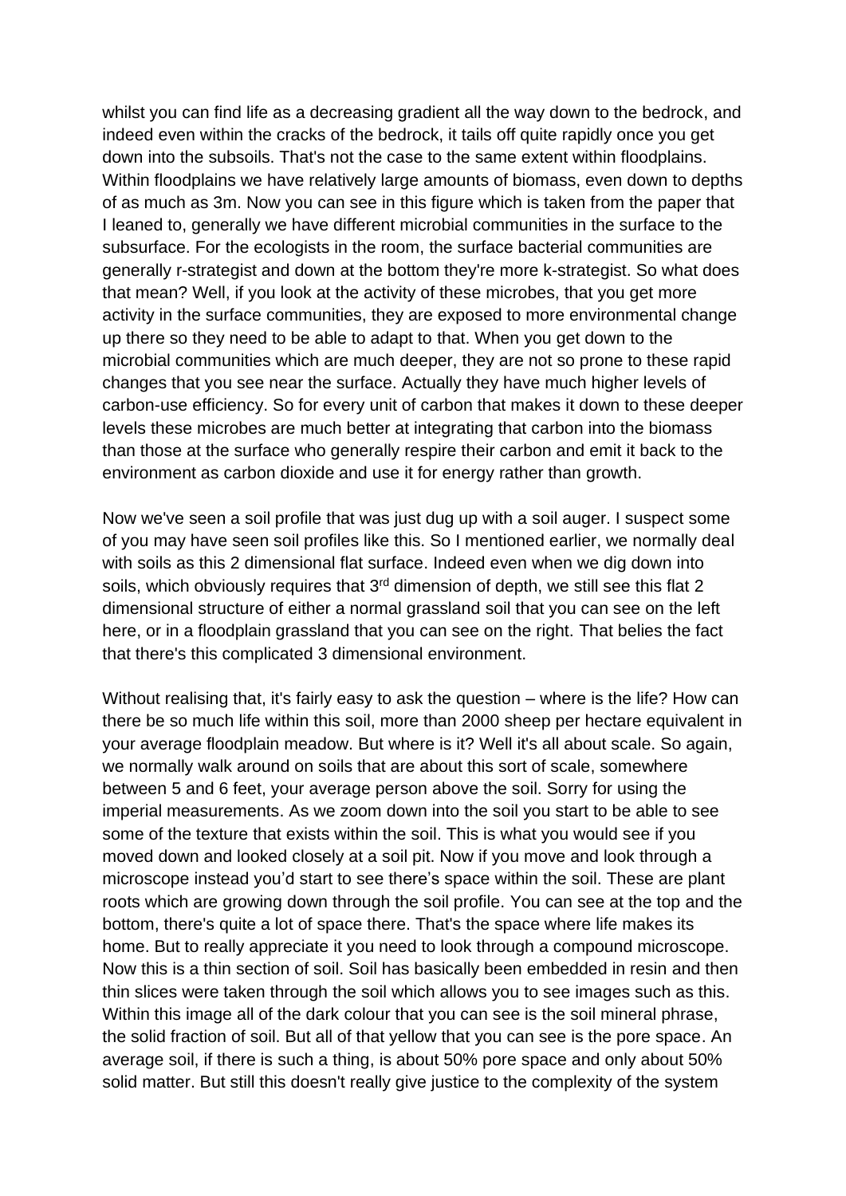whilst you can find life as a decreasing gradient all the way down to the bedrock, and indeed even within the cracks of the bedrock, it tails off quite rapidly once you get down into the subsoils. That's not the case to the same extent within floodplains. Within floodplains we have relatively large amounts of biomass, even down to depths of as much as 3m. Now you can see in this figure which is taken from the paper that I leaned to, generally we have different microbial communities in the surface to the subsurface. For the ecologists in the room, the surface bacterial communities are generally r-strategist and down at the bottom they're more k-strategist. So what does that mean? Well, if you look at the activity of these microbes, that you get more activity in the surface communities, they are exposed to more environmental change up there so they need to be able to adapt to that. When you get down to the microbial communities which are much deeper, they are not so prone to these rapid changes that you see near the surface. Actually they have much higher levels of carbon-use efficiency. So for every unit of carbon that makes it down to these deeper levels these microbes are much better at integrating that carbon into the biomass than those at the surface who generally respire their carbon and emit it back to the environment as carbon dioxide and use it for energy rather than growth.

Now we've seen a soil profile that was just dug up with a soil auger. I suspect some of you may have seen soil profiles like this. So I mentioned earlier, we normally deal with soils as this 2 dimensional flat surface. Indeed even when we dig down into soils, which obviously requires that 3rd dimension of depth, we still see this flat 2 dimensional structure of either a normal grassland soil that you can see on the left here, or in a floodplain grassland that you can see on the right. That belies the fact that there's this complicated 3 dimensional environment.

Without realising that, it's fairly easy to ask the question – where is the life? How can there be so much life within this soil, more than 2000 sheep per hectare equivalent in your average floodplain meadow. But where is it? Well it's all about scale. So again, we normally walk around on soils that are about this sort of scale, somewhere between 5 and 6 feet, your average person above the soil. Sorry for using the imperial measurements. As we zoom down into the soil you start to be able to see some of the texture that exists within the soil. This is what you would see if you moved down and looked closely at a soil pit. Now if you move and look through a microscope instead you'd start to see there's space within the soil. These are plant roots which are growing down through the soil profile. You can see at the top and the bottom, there's quite a lot of space there. That's the space where life makes its home. But to really appreciate it you need to look through a compound microscope. Now this is a thin section of soil. Soil has basically been embedded in resin and then thin slices were taken through the soil which allows you to see images such as this. Within this image all of the dark colour that you can see is the soil mineral phrase, the solid fraction of soil. But all of that yellow that you can see is the pore space. An average soil, if there is such a thing, is about 50% pore space and only about 50% solid matter. But still this doesn't really give justice to the complexity of the system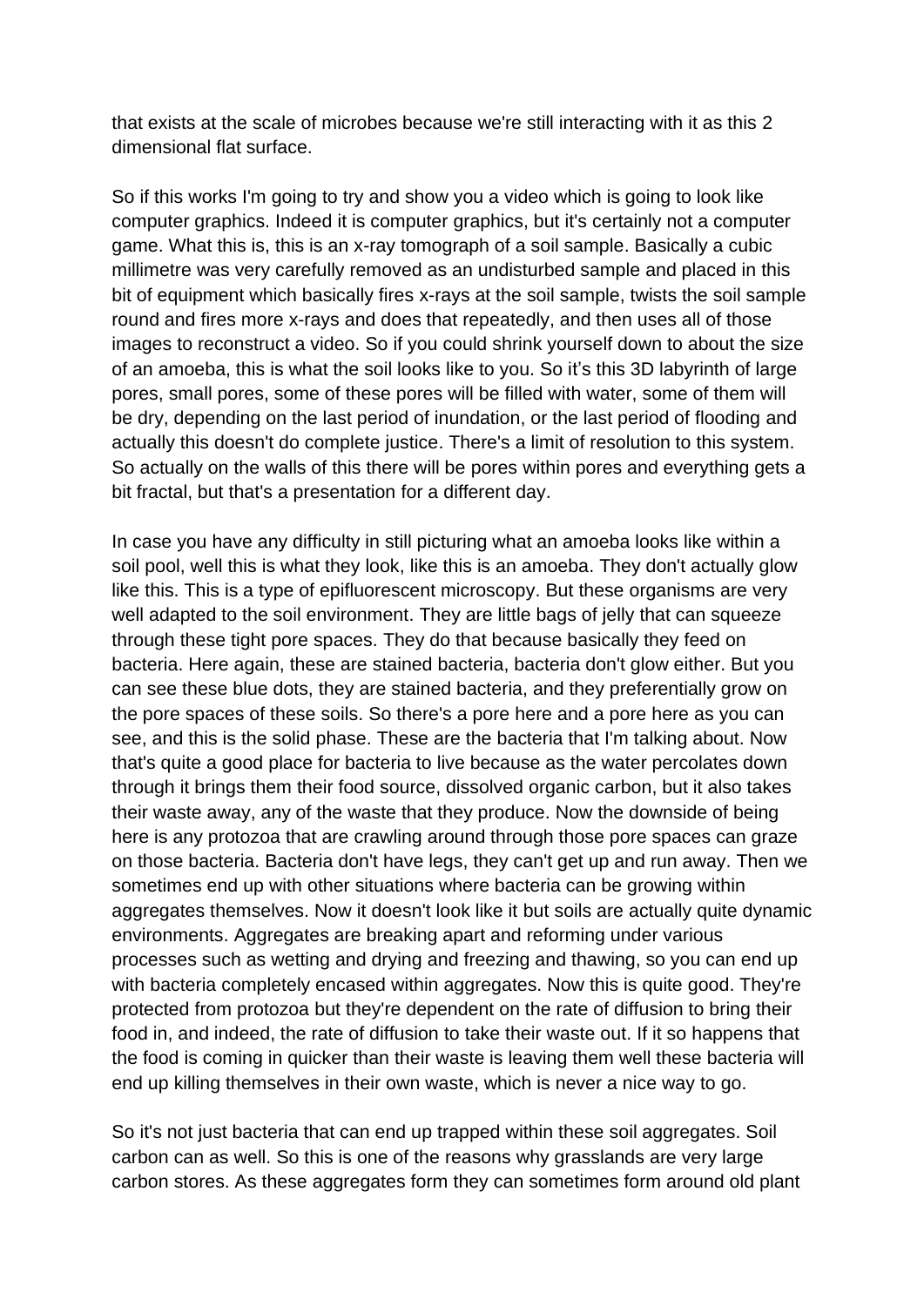that exists at the scale of microbes because we're still interacting with it as this 2 dimensional flat surface.

So if this works I'm going to try and show you a video which is going to look like computer graphics. Indeed it is computer graphics, but it's certainly not a computer game. What this is, this is an x-ray tomograph of a soil sample. Basically a cubic millimetre was very carefully removed as an undisturbed sample and placed in this bit of equipment which basically fires x-rays at the soil sample, twists the soil sample round and fires more x-rays and does that repeatedly, and then uses all of those images to reconstruct a video. So if you could shrink yourself down to about the size of an amoeba, this is what the soil looks like to you. So it's this 3D labyrinth of large pores, small pores, some of these pores will be filled with water, some of them will be dry, depending on the last period of inundation, or the last period of flooding and actually this doesn't do complete justice. There's a limit of resolution to this system. So actually on the walls of this there will be pores within pores and everything gets a bit fractal, but that's a presentation for a different day.

In case you have any difficulty in still picturing what an amoeba looks like within a soil pool, well this is what they look, like this is an amoeba. They don't actually glow like this. This is a type of epifluorescent microscopy. But these organisms are very well adapted to the soil environment. They are little bags of jelly that can squeeze through these tight pore spaces. They do that because basically they feed on bacteria. Here again, these are stained bacteria, bacteria don't glow either. But you can see these blue dots, they are stained bacteria, and they preferentially grow on the pore spaces of these soils. So there's a pore here and a pore here as you can see, and this is the solid phase. These are the bacteria that I'm talking about. Now that's quite a good place for bacteria to live because as the water percolates down through it brings them their food source, dissolved organic carbon, but it also takes their waste away, any of the waste that they produce. Now the downside of being here is any protozoa that are crawling around through those pore spaces can graze on those bacteria. Bacteria don't have legs, they can't get up and run away. Then we sometimes end up with other situations where bacteria can be growing within aggregates themselves. Now it doesn't look like it but soils are actually quite dynamic environments. Aggregates are breaking apart and reforming under various processes such as wetting and drying and freezing and thawing, so you can end up with bacteria completely encased within aggregates. Now this is quite good. They're protected from protozoa but they're dependent on the rate of diffusion to bring their food in, and indeed, the rate of diffusion to take their waste out. If it so happens that the food is coming in quicker than their waste is leaving them well these bacteria will end up killing themselves in their own waste, which is never a nice way to go.

So it's not just bacteria that can end up trapped within these soil aggregates. Soil carbon can as well. So this is one of the reasons why grasslands are very large carbon stores. As these aggregates form they can sometimes form around old plant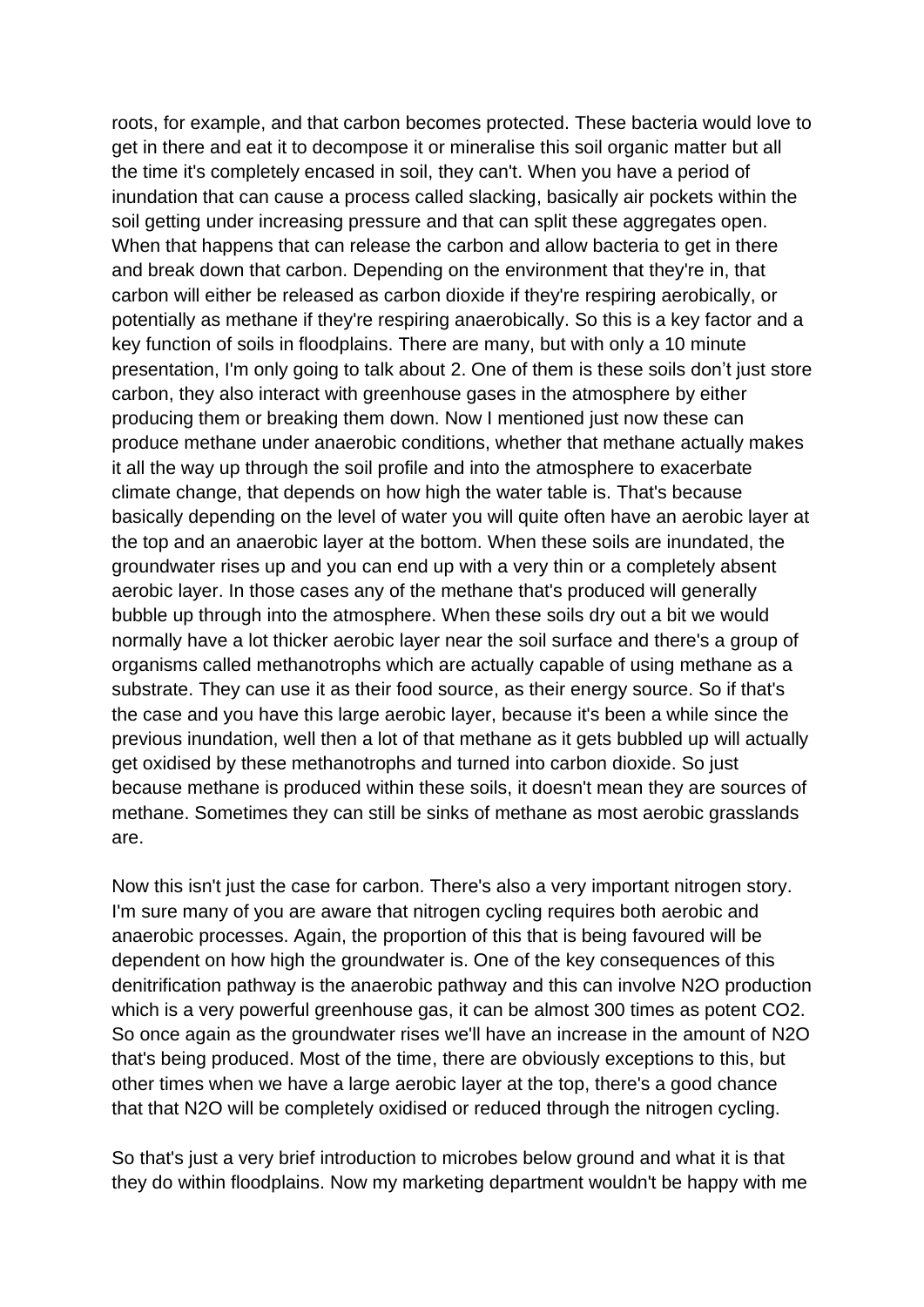roots, for example, and that carbon becomes protected. These bacteria would love to get in there and eat it to decompose it or mineralise this soil organic matter but all the time it's completely encased in soil, they can't. When you have a period of inundation that can cause a process called slacking, basically air pockets within the soil getting under increasing pressure and that can split these aggregates open. When that happens that can release the carbon and allow bacteria to get in there and break down that carbon. Depending on the environment that they're in, that carbon will either be released as carbon dioxide if they're respiring aerobically, or potentially as methane if they're respiring anaerobically. So this is a key factor and a key function of soils in floodplains. There are many, but with only a 10 minute presentation, I'm only going to talk about 2. One of them is these soils don't just store carbon, they also interact with greenhouse gases in the atmosphere by either producing them or breaking them down. Now I mentioned just now these can produce methane under anaerobic conditions, whether that methane actually makes it all the way up through the soil profile and into the atmosphere to exacerbate climate change, that depends on how high the water table is. That's because basically depending on the level of water you will quite often have an aerobic layer at the top and an anaerobic layer at the bottom. When these soils are inundated, the groundwater rises up and you can end up with a very thin or a completely absent aerobic layer. In those cases any of the methane that's produced will generally bubble up through into the atmosphere. When these soils dry out a bit we would normally have a lot thicker aerobic layer near the soil surface and there's a group of organisms called methanotrophs which are actually capable of using methane as a substrate. They can use it as their food source, as their energy source. So if that's the case and you have this large aerobic layer, because it's been a while since the previous inundation, well then a lot of that methane as it gets bubbled up will actually get oxidised by these methanotrophs and turned into carbon dioxide. So just because methane is produced within these soils, it doesn't mean they are sources of methane. Sometimes they can still be sinks of methane as most aerobic grasslands are.

Now this isn't just the case for carbon. There's also a very important nitrogen story. I'm sure many of you are aware that nitrogen cycling requires both aerobic and anaerobic processes. Again, the proportion of this that is being favoured will be dependent on how high the groundwater is. One of the key consequences of this denitrification pathway is the anaerobic pathway and this can involve $N_2O$ production which is a very powerful greenhouse gas, it can be almost 300 times as potent $CO_2$. So once again as the groundwater rises we'll have an increase in the amount of $N_2O$ that's being produced. Most of the time, there are obviously exceptions to this, but other times when we have a large aerobic layer at the top, there's a good chance that that $N_2O$ will be completely oxidised or reduced through the nitrogen cycling.

So that's just a very brief introduction to microbes below ground and what it is that they do within floodplains. Now my marketing department wouldn't be happy with me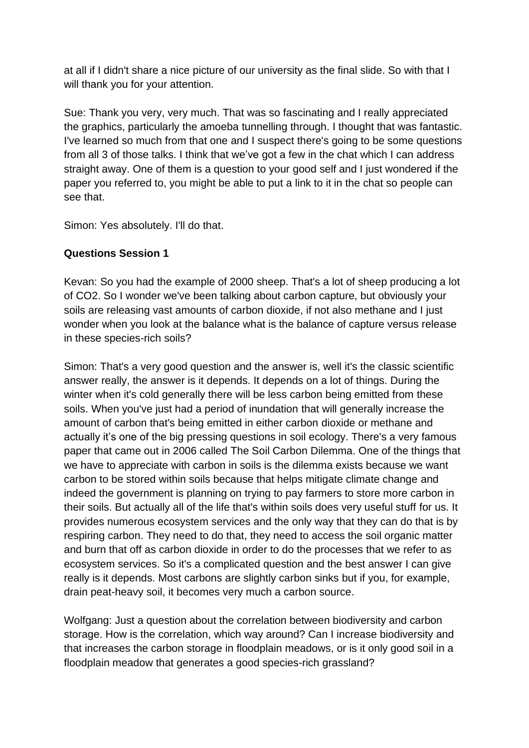at all if I didn't share a nice picture of our university as the final slide. So with that I will thank you for your attention.

Sue: Thank you very, very much. That was so fascinating and I really appreciated the graphics, particularly the amoeba tunnelling through. I thought that was fantastic. I've learned so much from that one and I suspect there's going to be some questions from all 3 of those talks. I think that we've got a few in the chat which I can address straight away. One of them is a question to your good self and I just wondered if the paper you referred to, you might be able to put a link to it in the chat so people can see that.

Simon: Yes absolutely. I'll do that.

**Questions Session 1**

Kevan: So you had the example of 2000 sheep. That's a lot of sheep producing a lot of CO2. So I wonder we've been talking about carbon capture, but obviously your soils are releasing vast amounts of carbon dioxide, if not also methane and I just wonder when you look at the balance what is the balance of capture versus release in these species-rich soils?

Simon: That's a very good question and the answer is, well it's the classic scientific answer really, the answer is it depends. It depends on a lot of things. During the winter when it's cold generally there will be less carbon being emitted from these soils. When you've just had a period of inundation that will generally increase the amount of carbon that's being emitted in either carbon dioxide or methane and actually it's one of the big pressing questions in soil ecology. There's a very famous paper that came out in 2006 called The Soil Carbon Dilemma. One of the things that we have to appreciate with carbon in soils is the dilemma exists because we want carbon to be stored within soils because that helps mitigate climate change and indeed the government is planning on trying to pay farmers to store more carbon in their soils. But actually all of the life that's within soils does very useful stuff for us. It provides numerous ecosystem services and the only way that they can do that is by respiring carbon. They need to do that, they need to access the soil organic matter and burn that off as carbon dioxide in order to do the processes that we refer to as ecosystem services. So it's a complicated question and the best answer I can give really is it depends. Most carbons are slightly carbon sinks but if you, for example, drain peat-heavy soil, it becomes very much a carbon source.

Wolfgang: Just a question about the correlation between biodiversity and carbon storage. How is the correlation, which way around? Can I increase biodiversity and that increases the carbon storage in floodplain meadows, or is it only good soil in a floodplain meadow that generates a good species-rich grassland?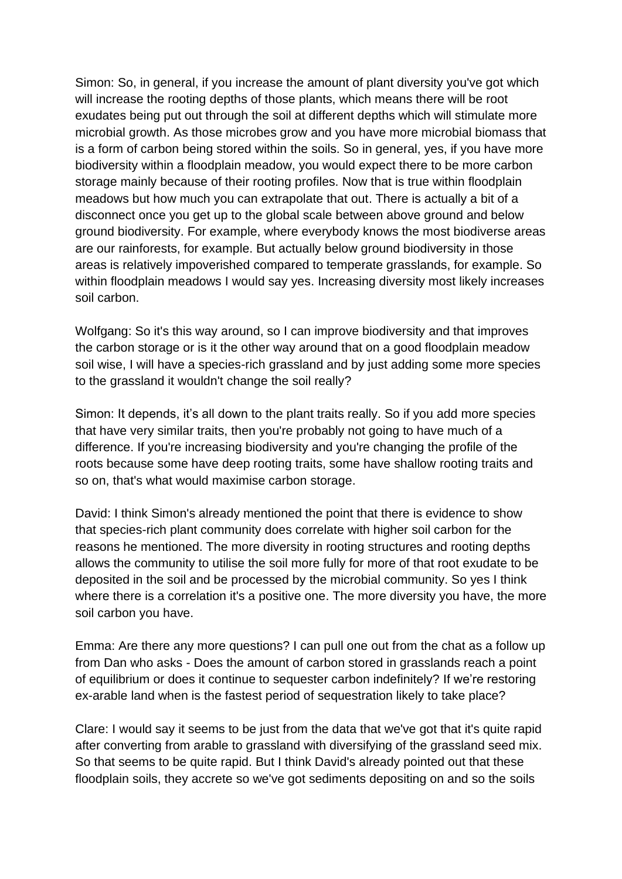Simon: So, in general, if you increase the amount of plant diversity you've got which will increase the rooting depths of those plants, which means there will be root exudates being put out through the soil at different depths which will stimulate more microbial growth. As those microbes grow and you have more microbial biomass that is a form of carbon being stored within the soils. So in general, yes, if you have more biodiversity within a floodplain meadow, you would expect there to be more carbon storage mainly because of their rooting profiles. Now that is true within floodplain meadows but how much you can extrapolate that out. There is actually a bit of a disconnect once you get up to the global scale between above ground and below ground biodiversity. For example, where everybody knows the most biodiverse areas are our rainforests, for example. But actually below ground biodiversity in those areas is relatively impoverished compared to temperate grasslands, for example. So within floodplain meadows I would say yes. Increasing diversity most likely increases soil carbon.

Wolfgang: So it's this way around, so I can improve biodiversity and that improves the carbon storage or is it the other way around that on a good floodplain meadow soil wise, I will have a species-rich grassland and by just adding some more species to the grassland it wouldn't change the soil really?

Simon: It depends, it's all down to the plant traits really. So if you add more species that have very similar traits, then you're probably not going to have much of a difference. If you're increasing biodiversity and you're changing the profile of the roots because some have deep rooting traits, some have shallow rooting traits and so on, that's what would maximise carbon storage.

David: I think Simon's already mentioned the point that there is evidence to show that species-rich plant community does correlate with higher soil carbon for the reasons he mentioned. The more diversity in rooting structures and rooting depths allows the community to utilise the soil more fully for more of that root exudate to be deposited in the soil and be processed by the microbial community. So yes I think where there is a correlation it's a positive one. The more diversity you have, the more soil carbon you have.

Emma: Are there any more questions? I can pull one out from the chat as a follow up from Dan who asks - Does the amount of carbon stored in grasslands reach a point of equilibrium or does it continue to sequester carbon indefinitely? If we're restoring ex-arable land when is the fastest period of sequestration likely to take place?

Clare: I would say it seems to be just from the data that we've got that it's quite rapid after converting from arable to grassland with diversifying of the grassland seed mix. So that seems to be quite rapid. But I think David's already pointed out that these floodplain soils, they accrete so we've got sediments depositing on and so the soils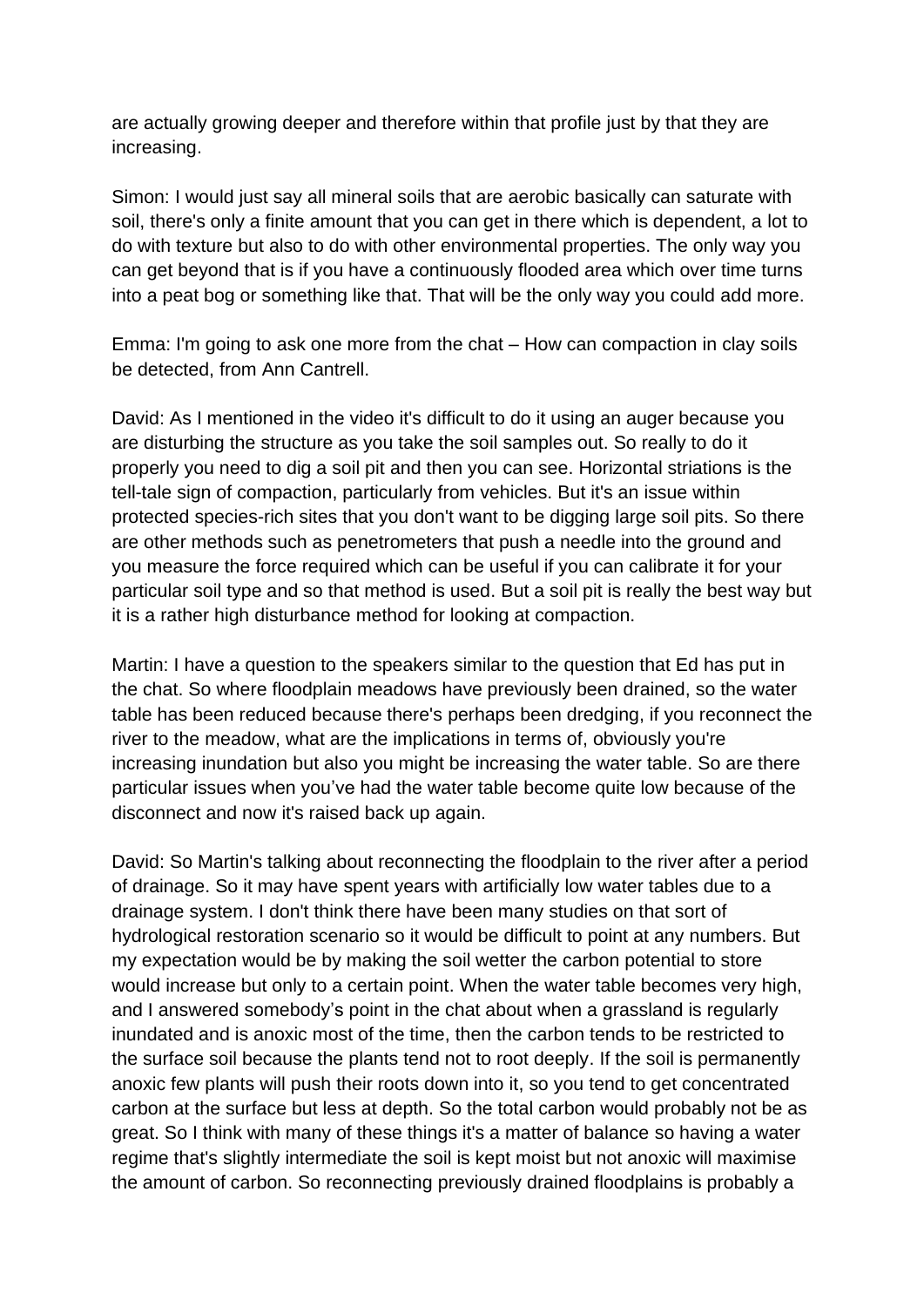are actually growing deeper and therefore within that profile just by that they are increasing.

Simon: I would just say all mineral soils that are aerobic basically can saturate with soil, there's only a finite amount that you can get in there which is dependent, a lot to do with texture but also to do with other environmental properties. The only way you can get beyond that is if you have a continuously flooded area which over time turns into a peat bog or something like that. That will be the only way you could add more.

Emma: I'm going to ask one more from the chat – How can compaction in clay soils be detected, from Ann Cantrell.

David: As I mentioned in the video it's difficult to do it using an auger because you are disturbing the structure as you take the soil samples out. So really to do it properly you need to dig a soil pit and then you can see. Horizontal striations is the tell-tale sign of compaction, particularly from vehicles. But it's an issue within protected species-rich sites that you don't want to be digging large soil pits. So there are other methods such as penetrometers that push a needle into the ground and you measure the force required which can be useful if you can calibrate it for your particular soil type and so that method is used. But a soil pit is really the best way but it is a rather high disturbance method for looking at compaction.

Martin: I have a question to the speakers similar to the question that Ed has put in the chat. So where floodplain meadows have previously been drained, so the water table has been reduced because there's perhaps been dredging, if you reconnect the river to the meadow, what are the implications in terms of, obviously you're increasing inundation but also you might be increasing the water table. So are there particular issues when you've had the water table become quite low because of the disconnect and now it's raised back up again.

David: So Martin's talking about reconnecting the floodplain to the river after a period of drainage. So it may have spent years with artificially low water tables due to a drainage system. I don't think there have been many studies on that sort of hydrological restoration scenario so it would be difficult to point at any numbers. But my expectation would be by making the soil wetter the carbon potential to store would increase but only to a certain point. When the water table becomes very high, and I answered somebody's point in the chat about when a grassland is regularly inundated and is anoxic most of the time, then the carbon tends to be restricted to the surface soil because the plants tend not to root deeply. If the soil is permanently anoxic few plants will push their roots down into it, so you tend to get concentrated carbon at the surface but less at depth. So the total carbon would probably not be as great. So I think with many of these things it's a matter of balance so having a water regime that's slightly intermediate the soil is kept moist but not anoxic will maximise the amount of carbon. So reconnecting previously drained floodplains is probably a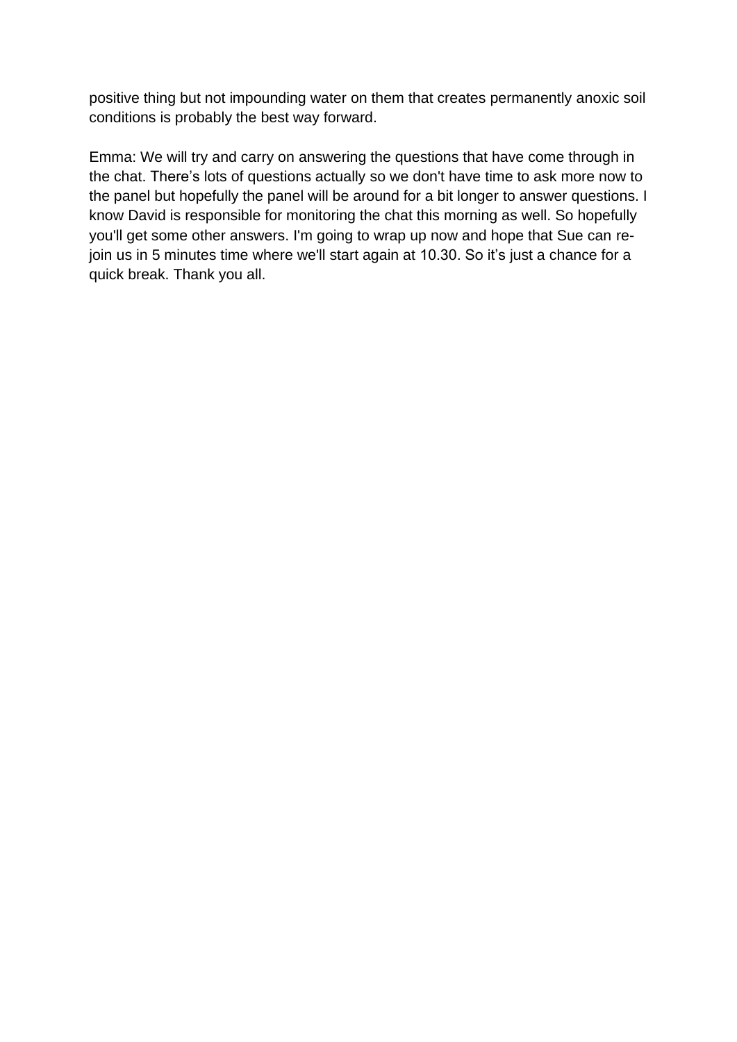positive thing but not impounding water on them that creates permanently anoxic soil conditions is probably the best way forward.

Emma: We will try and carry on answering the questions that have come through in the chat. There's lots of questions actually so we don't have time to ask more now to the panel but hopefully the panel will be around for a bit longer to answer questions. I know David is responsible for monitoring the chat this morning as well. So hopefully you'll get some other answers. I'm going to wrap up now and hope that Sue can re-join us in 5 minutes time where we'll start again at 10.30. So it's just a chance for a quick break. Thank you all.